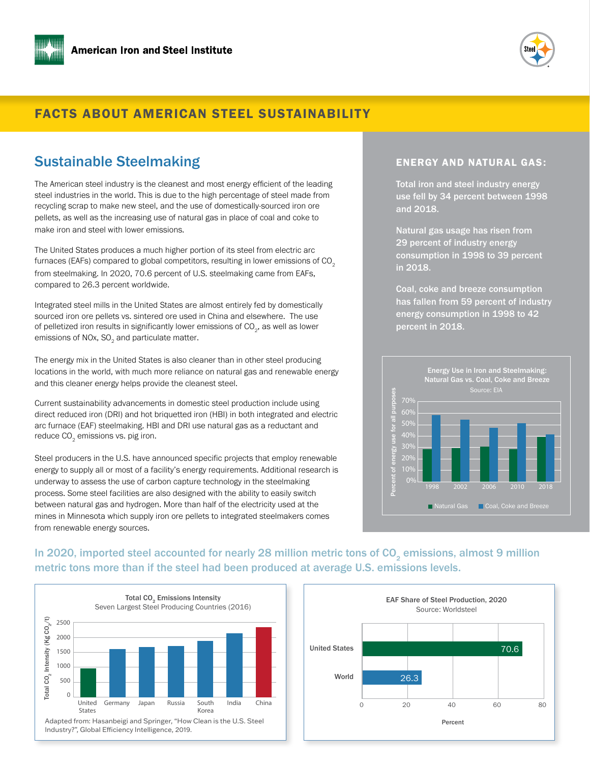American Iron and Steel Institute

# FACTS ABOUT AMERICAN STEEL SUSTAINABILITY

## Sustainable Steelmaking

The American steel industry is the cleanest and most energy efficient of the leading steel industries in the world. This is due to the high percentage of steel made from recycling scrap to make new steel, and the use of domestically-sourced iron ore pellets, as well as the increasing use of natural gas in place of coal and coke to make iron and steel with lower emissions.

The United States produces a much higher portion of its steel from electric arc furnaces (EAFs) compared to global competitors, resulting in lower emissions of $CO_2$ from steelmaking. In 2020, 70.6 percent of U.S. steelmaking came from EAFs, compared to 26.3 percent worldwide.

Integrated steel mills in the United States are almost entirely fed by domestically sourced iron ore pellets vs. sintered ore used in China and elsewhere. The use of pelletized iron results in significantly lower emissions of $CO_2$, as well as lower emissions of NOx, $SO_2$ and particulate matter.

The energy mix in the United States is also cleaner than in other steel producing locations in the world, with much more reliance on natural gas and renewable energy and this cleaner energy helps provide the cleanest steel.

Current sustainability advancements in domestic steel production include using direct reduced iron (DRI) and hot briquetted iron (HBI) in both integrated and electric arc furnace (EAF) steelmaking. HBI and DRI use natural gas as a reductant and reduce $CO_2$ emissions vs. pig iron.

Steel producers in the U.S. have announced specific projects that employ renewable energy to supply all or most of a facility's energy requirements. Additional research is underway to assess the use of carbon capture technology in the steelmaking process. Some steel facilities are also designed with the ability to easily switch between natural gas and hydrogen. More than half of the electricity used at the mines in Minnesota which supply iron ore pellets to integrated steelmakers comes from renewable energy sources.

### ENERGY AND NATURAL GAS:

Total iron and steel industry energy use fell by 34 percent between 1998 and 2018.

Natural gas usage has risen from 29 percent of industry energy consumption in 1998 to 39 percent in 2018.

Coal, coke and breeze consumption has fallen from 59 percent of industry energy consumption in 1998 to 42 percent in 2018.

**Energy Use in Iron and Steelmaking: Natural Gas vs. Coal, Coke and Breeze**
Source: EIA

Percent of energy use for all purposes (chart: Natural Gas; Coal, Coke and Breeze; years 1998, 2002, 2006, 2010, 2018)

### In 2020, imported steel accounted for nearly 28 million metric tons of $CO_2$ emissions, almost 9 million metric tons more than if the steel had been produced at average U.S. emissions levels.

**Total $CO_2$ Emissions Intensity**
Seven Largest Steel Producing Countries (2016)

Total $CO_2$ Intensity (Kg $CO_2$/t) — United States, Germany, Japan, Russia, South Korea, India, China

Adapted from: Hasanbeigi and Springer, "How Clean is the U.S. Steel Industry?", Global Efficiency Intelligence, 2019.

**EAF Share of Steel Production, 2020**
Source: Worldsteel

| | Percent |
|---|---|
| United States | 70.6 |
| World | 26.3 |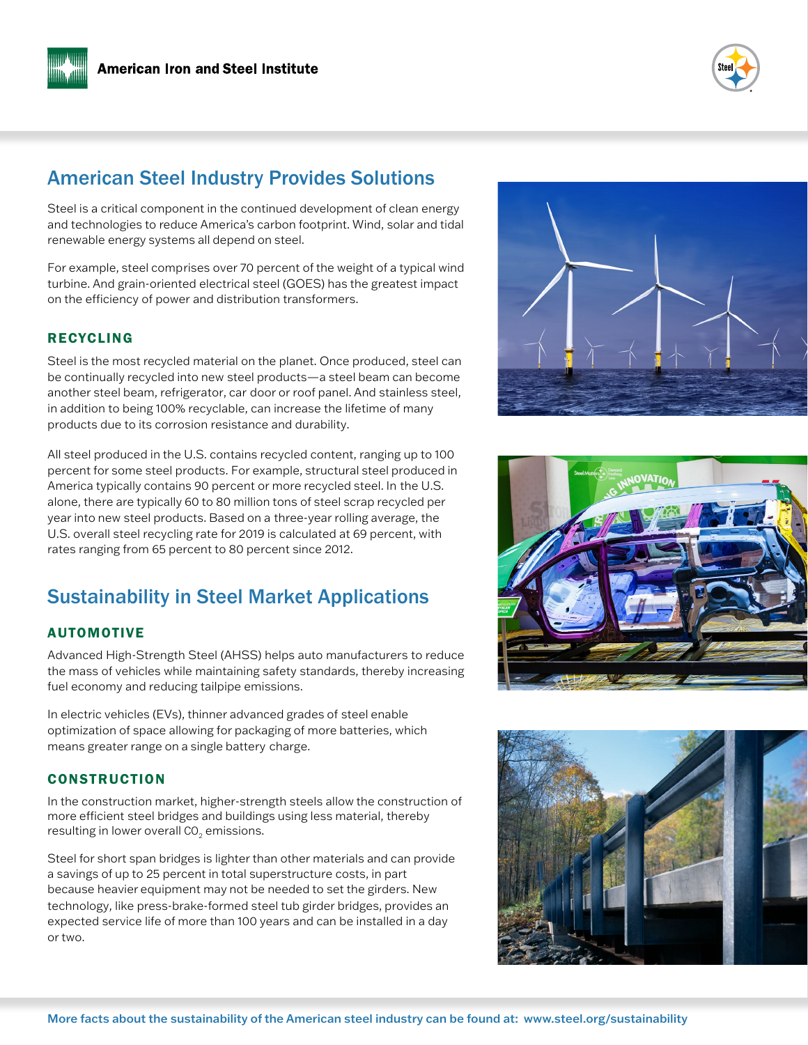## American Steel Industry Provides Solutions

Steel is a critical component in the continued development of clean energy and technologies to reduce America's carbon footprint. Wind, solar and tidal renewable energy systems all depend on steel.

For example, steel comprises over 70 percent of the weight of a typical wind turbine. And grain-oriented electrical steel (GOES) has the greatest impact on the efficiency of power and distribution transformers.

### RECYCLING

Steel is the most recycled material on the planet. Once produced, steel can be continually recycled into new steel products—a steel beam can become another steel beam, refrigerator, car door or roof panel. And stainless steel, in addition to being 100% recyclable, can increase the lifetime of many products due to its corrosion resistance and durability.

All steel produced in the U.S. contains recycled content, ranging up to 100 percent for some steel products. For example, structural steel produced in America typically contains 90 percent or more recycled steel. In the U.S. alone, there are typically 60 to 80 million tons of steel scrap recycled per year into new steel products. Based on a three-year rolling average, the U.S. overall steel recycling rate for 2019 is calculated at 69 percent, with rates ranging from 65 percent to 80 percent since 2012.

## Sustainability in Steel Market Applications

### AUTOMOTIVE

Advanced High-Strength Steel (AHSS) helps auto manufacturers to reduce the mass of vehicles while maintaining safety standards, thereby increasing fuel economy and reducing tailpipe emissions.

In electric vehicles (EVs), thinner advanced grades of steel enable optimization of space allowing for packaging of more batteries, which means greater range on a single battery charge.

### CONSTRUCTION

In the construction market, higher-strength steels allow the construction of more efficient steel bridges and buildings using less material, thereby resulting in lower overall $CO_2$ emissions.

Steel for short span bridges is lighter than other materials and can provide a savings of up to 25 percent in total superstructure costs, in part because heavier equipment may not be needed to set the girders. New technology, like press-brake-formed steel tub girder bridges, provides an expected service life of more than 100 years and can be installed in a day or two.

More facts about the sustainability of the American steel industry can be found at: www.steel.org/sustainability